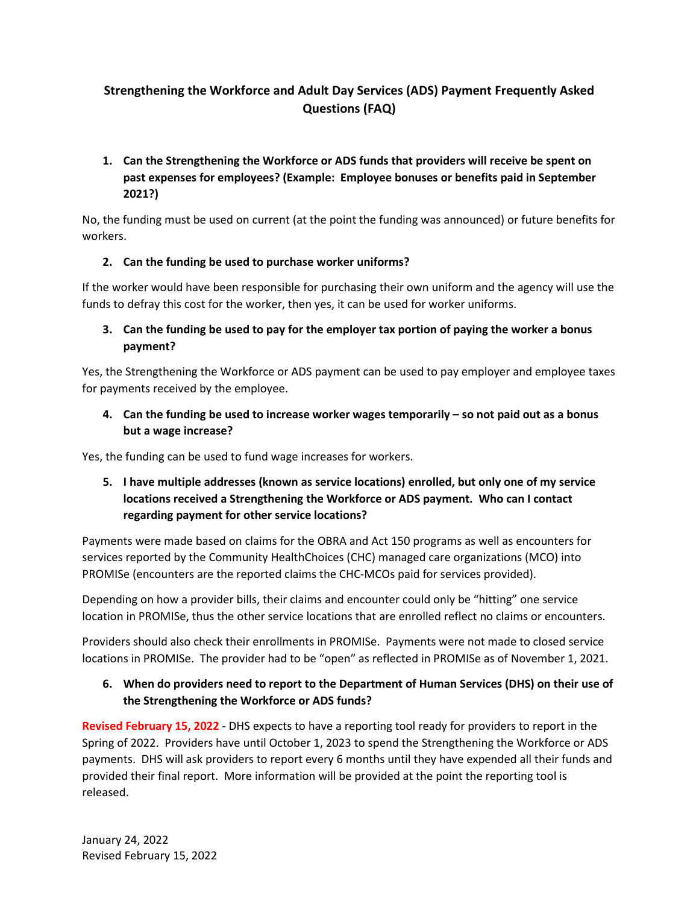# Strengthening the Workforce and Adult Day Services (ADS) Payment Frequently Asked Questions (FAQ)

1. **Can the Strengthening the Workforce or ADS funds that providers will receive be spent on past expenses for employees? (Example: Employee bonuses or benefits paid in September 2021?)**

No, the funding must be used on current (at the point the funding was announced) or future benefits for workers.

2. **Can the funding be used to purchase worker uniforms?**

If the worker would have been responsible for purchasing their own uniform and the agency will use the funds to defray this cost for the worker, then yes, it can be used for worker uniforms.

3. **Can the funding be used to pay for the employer tax portion of paying the worker a bonus payment?**

Yes, the Strengthening the Workforce or ADS payment can be used to pay employer and employee taxes for payments received by the employee.

4. **Can the funding be used to increase worker wages temporarily – so not paid out as a bonus but a wage increase?**

Yes, the funding can be used to fund wage increases for workers.

5. **I have multiple addresses (known as service locations) enrolled, but only one of my service locations received a Strengthening the Workforce or ADS payment. Who can I contact regarding payment for other service locations?**

Payments were made based on claims for the OBRA and Act 150 programs as well as encounters for services reported by the Community HealthChoices (CHC) managed care organizations (MCO) into PROMISe (encounters are the reported claims the CHC-MCOs paid for services provided).

Depending on how a provider bills, their claims and encounter could only be "hitting" one service location in PROMISe, thus the other service locations that are enrolled reflect no claims or encounters.

Providers should also check their enrollments in PROMISe. Payments were not made to closed service locations in PROMISe. The provider had to be "open" as reflected in PROMISe as of November 1, 2021.

6. **When do providers need to report to the Department of Human Services (DHS) on their use of the Strengthening the Workforce or ADS funds?**

**Revised February 15, 2022** - DHS expects to have a reporting tool ready for providers to report in the Spring of 2022. Providers have until October 1, 2023 to spend the Strengthening the Workforce or ADS payments. DHS will ask providers to report every 6 months until they have expended all their funds and provided their final report. More information will be provided at the point the reporting tool is released.

January 24, 2022
Revised February 15, 2022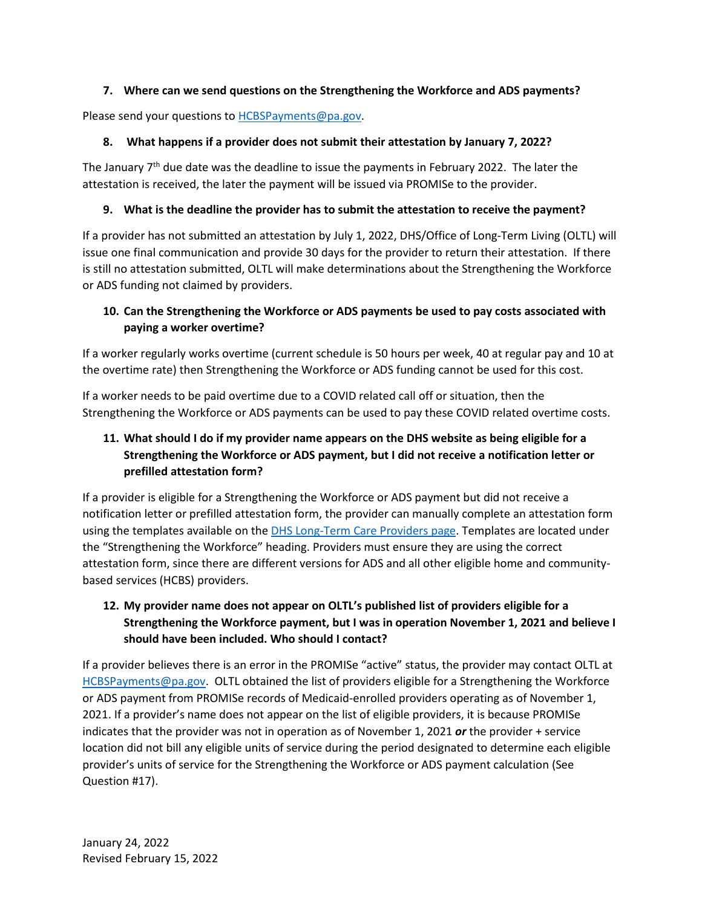### 7. Where can we send questions on the Strengthening the Workforce and ADS payments?

Please send your questions to [HCBSPayments@pa.gov](mailto:HCBSPayments@pa.gov).

### 8. What happens if a provider does not submit their attestation by January 7, 2022?

The January 7th due date was the deadline to issue the payments in February 2022. The later the attestation is received, the later the payment will be issued via PROMISe to the provider.

### 9. What is the deadline the provider has to submit the attestation to receive the payment?

If a provider has not submitted an attestation by July 1, 2022, DHS/Office of Long-Term Living (OLTL) will issue one final communication and provide 30 days for the provider to return their attestation. If there is still no attestation submitted, OLTL will make determinations about the Strengthening the Workforce or ADS funding not claimed by providers.

### 10. Can the Strengthening the Workforce or ADS payments be used to pay costs associated with paying a worker overtime?

If a worker regularly works overtime (current schedule is 50 hours per week, 40 at regular pay and 10 at the overtime rate) then Strengthening the Workforce or ADS funding cannot be used for this cost.

If a worker needs to be paid overtime due to a COVID related call off or situation, then the Strengthening the Workforce or ADS payments can be used to pay these COVID related overtime costs.

### 11. What should I do if my provider name appears on the DHS website as being eligible for a Strengthening the Workforce or ADS payment, but I did not receive a notification letter or prefilled attestation form?

If a provider is eligible for a Strengthening the Workforce or ADS payment but did not receive a notification letter or prefilled attestation form, the provider can manually complete an attestation form using the templates available on the [DHS Long-Term Care Providers page](). Templates are located under the "Strengthening the Workforce" heading. Providers must ensure they are using the correct attestation form, since there are different versions for ADS and all other eligible home and community-based services (HCBS) providers.

### 12. My provider name does not appear on OLTL's published list of providers eligible for a Strengthening the Workforce payment, but I was in operation November 1, 2021 and believe I should have been included. Who should I contact?

If a provider believes there is an error in the PROMISe "active" status, the provider may contact OLTL at [HCBSPayments@pa.gov](mailto:HCBSPayments@pa.gov). OLTL obtained the list of providers eligible for a Strengthening the Workforce or ADS payment from PROMISe records of Medicaid-enrolled providers operating as of November 1, 2021. If a provider's name does not appear on the list of eligible providers, it is because PROMISe indicates that the provider was not in operation as of November 1, 2021 ***or*** the provider + service location did not bill any eligible units of service during the period designated to determine each eligible provider's units of service for the Strengthening the Workforce or ADS payment calculation (See Question #17).

January 24, 2022
Revised February 15, 2022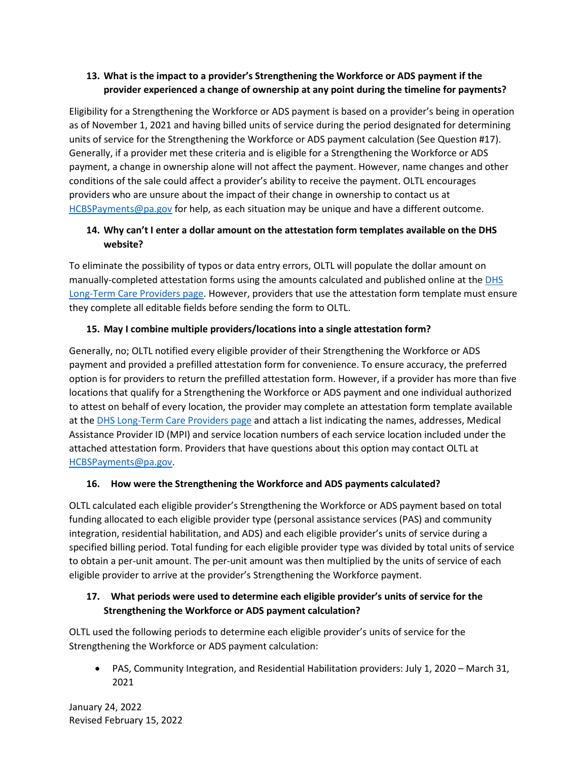**13. What is the impact to a provider's Strengthening the Workforce or ADS payment if the provider experienced a change of ownership at any point during the timeline for payments?**

Eligibility for a Strengthening the Workforce or ADS payment is based on a provider's being in operation as of November 1, 2021 and having billed units of service during the period designated for determining units of service for the Strengthening the Workforce or ADS payment calculation (See Question #17). Generally, if a provider met these criteria and is eligible for a Strengthening the Workforce or ADS payment, a change in ownership alone will not affect the payment. However, name changes and other conditions of the sale could affect a provider's ability to receive the payment. OLTL encourages providers who are unsure about the impact of their change in ownership to contact us at HCBSPayments@pa.gov for help, as each situation may be unique and have a different outcome.

**14. Why can't I enter a dollar amount on the attestation form templates available on the DHS website?**

To eliminate the possibility of typos or data entry errors, OLTL will populate the dollar amount on manually-completed attestation forms using the amounts calculated and published online at the DHS Long-Term Care Providers page. However, providers that use the attestation form template must ensure they complete all editable fields before sending the form to OLTL.

**15. May I combine multiple providers/locations into a single attestation form?**

Generally, no; OLTL notified every eligible provider of their Strengthening the Workforce or ADS payment and provided a prefilled attestation form for convenience. To ensure accuracy, the preferred option is for providers to return the prefilled attestation form. However, if a provider has more than five locations that qualify for a Strengthening the Workforce or ADS payment and one individual authorized to attest on behalf of every location, the provider may complete an attestation form template available at the DHS Long-Term Care Providers page and attach a list indicating the names, addresses, Medical Assistance Provider ID (MPI) and service location numbers of each service location included under the attached attestation form. Providers that have questions about this option may contact OLTL at HCBSPayments@pa.gov.

**16. How were the Strengthening the Workforce and ADS payments calculated?**

OLTL calculated each eligible provider's Strengthening the Workforce or ADS payment based on total funding allocated to each eligible provider type (personal assistance services (PAS) and community integration, residential habilitation, and ADS) and each eligible provider's units of service during a specified billing period. Total funding for each eligible provider type was divided by total units of service to obtain a per-unit amount. The per-unit amount was then multiplied by the units of service of each eligible provider to arrive at the provider's Strengthening the Workforce payment.

**17. What periods were used to determine each eligible provider's units of service for the Strengthening the Workforce or ADS payment calculation?**

OLTL used the following periods to determine each eligible provider's units of service for the Strengthening the Workforce or ADS payment calculation:

- PAS, Community Integration, and Residential Habilitation providers: July 1, 2020 – March 31, 2021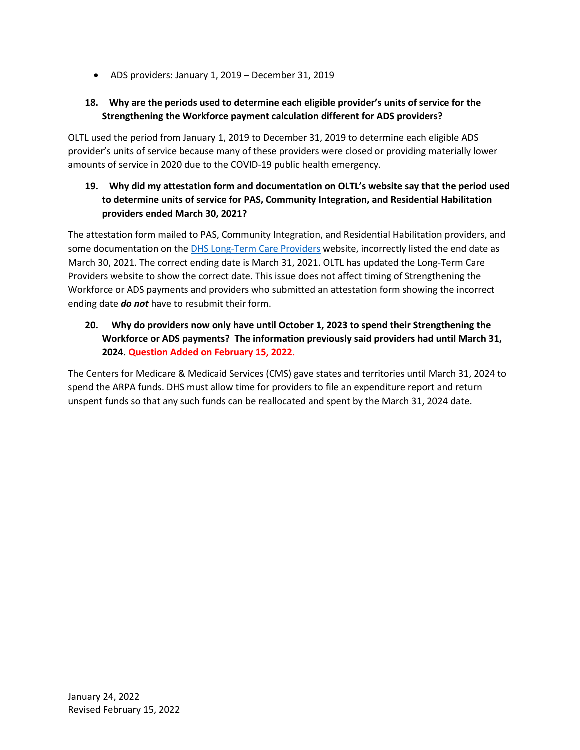- ADS providers: January 1, 2019 – December 31, 2019

### 18. Why are the periods used to determine each eligible provider's units of service for the Strengthening the Workforce payment calculation different for ADS providers?

OLTL used the period from January 1, 2019 to December 31, 2019 to determine each eligible ADS provider's units of service because many of these providers were closed or providing materially lower amounts of service in 2020 due to the COVID-19 public health emergency.

### 19. Why did my attestation form and documentation on OLTL's website say that the period used to determine units of service for PAS, Community Integration, and Residential Habilitation providers ended March 30, 2021?

The attestation form mailed to PAS, Community Integration, and Residential Habilitation providers, and some documentation on the DHS Long-Term Care Providers website, incorrectly listed the end date as March 30, 2021. The correct ending date is March 31, 2021. OLTL has updated the Long-Term Care Providers website to show the correct date. This issue does not affect timing of Strengthening the Workforce or ADS payments and providers who submitted an attestation form showing the incorrect ending date ***do not*** have to resubmit their form.

### 20. Why do providers now only have until October 1, 2023 to spend their Strengthening the Workforce or ADS payments? The information previously said providers had until March 31, 2024. Question Added on February 15, 2022.

The Centers for Medicare & Medicaid Services (CMS) gave states and territories until March 31, 2024 to spend the ARPA funds. DHS must allow time for providers to file an expenditure report and return unspent funds so that any such funds can be reallocated and spent by the March 31, 2024 date.

January 24, 2022
Revised February 15, 2022